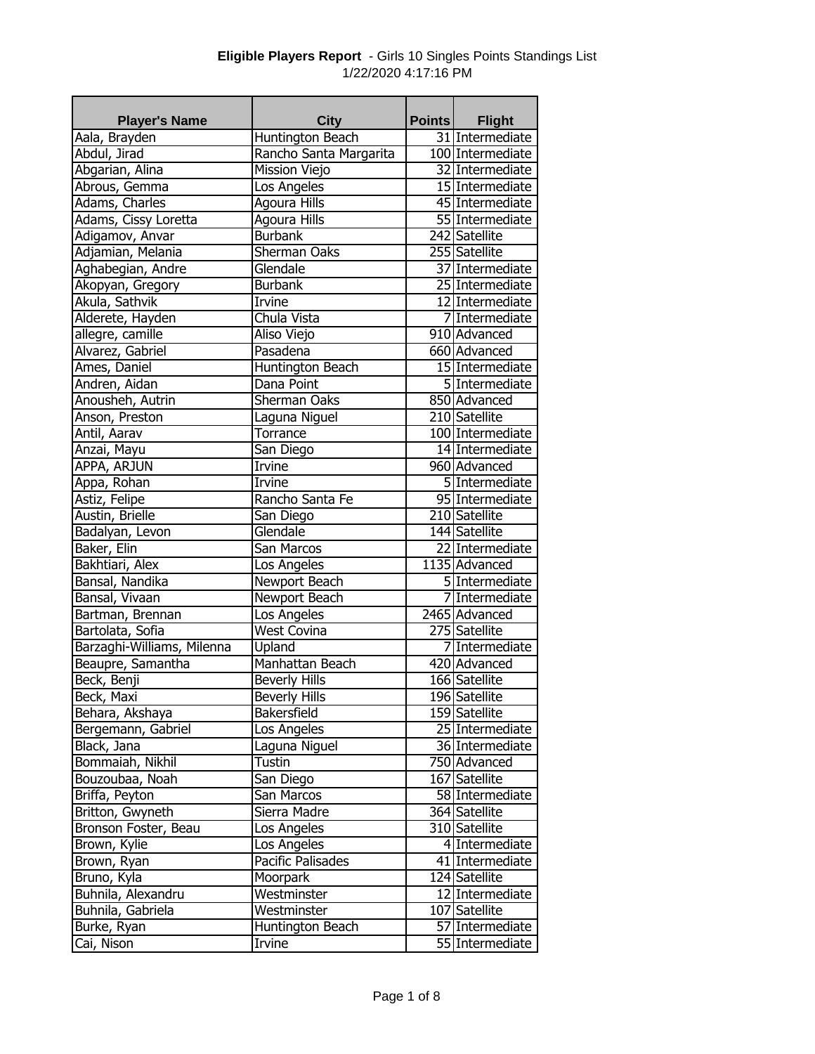**Eligible Players Report** - Girls 10 Singles Points Standings List
1/22/2020 4:17:16 PM

| Player's Name | City | Points | Flight |
|---|---|---|---|
| Aala, Brayden | Huntington Beach | 31 | Intermediate |
| Abdul, Jirad | Rancho Santa Margarita | 100 | Intermediate |
| Abgarian, Alina | Mission Viejo | 32 | Intermediate |
| Abrous, Gemma | Los Angeles | 15 | Intermediate |
| Adams, Charles | Agoura Hills | 45 | Intermediate |
| Adams, Cissy Loretta | Agoura Hills | 55 | Intermediate |
| Adigamov, Anvar | Burbank | 242 | Satellite |
| Adjamian, Melania | Sherman Oaks | 255 | Satellite |
| Aghabegian, Andre | Glendale | 37 | Intermediate |
| Akopyan, Gregory | Burbank | 25 | Intermediate |
| Akula, Sathvik | Irvine | 12 | Intermediate |
| Alderete, Hayden | Chula Vista | 7 | Intermediate |
| allegre, camille | Aliso Viejo | 910 | Advanced |
| Alvarez, Gabriel | Pasadena | 660 | Advanced |
| Ames, Daniel | Huntington Beach | 15 | Intermediate |
| Andren, Aidan | Dana Point | 5 | Intermediate |
| Anousheh, Autrin | Sherman Oaks | 850 | Advanced |
| Anson, Preston | Laguna Niguel | 210 | Satellite |
| Antil, Aarav | Torrance | 100 | Intermediate |
| Anzai, Mayu | San Diego | 14 | Intermediate |
| APPA, ARJUN | Irvine | 960 | Advanced |
| Appa, Rohan | Irvine | 5 | Intermediate |
| Astiz, Felipe | Rancho Santa Fe | 95 | Intermediate |
| Austin, Brielle | San Diego | 210 | Satellite |
| Badalyan, Levon | Glendale | 144 | Satellite |
| Baker, Elin | San Marcos | 22 | Intermediate |
| Bakhtiari, Alex | Los Angeles | 1135 | Advanced |
| Bansal, Nandika | Newport Beach | 5 | Intermediate |
| Bansal, Vivaan | Newport Beach | 7 | Intermediate |
| Bartman, Brennan | Los Angeles | 2465 | Advanced |
| Bartolata, Sofia | West Covina | 275 | Satellite |
| Barzaghi-Williams, Milenna | Upland | 7 | Intermediate |
| Beaupre, Samantha | Manhattan Beach | 420 | Advanced |
| Beck, Benji | Beverly Hills | 166 | Satellite |
| Beck, Maxi | Beverly Hills | 196 | Satellite |
| Behara, Akshaya | Bakersfield | 159 | Satellite |
| Bergemann, Gabriel | Los Angeles | 25 | Intermediate |
| Black, Jana | Laguna Niguel | 36 | Intermediate |
| Bommaiah, Nikhil | Tustin | 750 | Advanced |
| Bouzoubaa, Noah | San Diego | 167 | Satellite |
| Briffa, Peyton | San Marcos | 58 | Intermediate |
| Britton, Gwyneth | Sierra Madre | 364 | Satellite |
| Bronson Foster, Beau | Los Angeles | 310 | Satellite |
| Brown, Kylie | Los Angeles | 4 | Intermediate |
| Brown, Ryan | Pacific Palisades | 41 | Intermediate |
| Bruno, Kyla | Moorpark | 124 | Satellite |
| Buhnila, Alexandru | Westminster | 12 | Intermediate |
| Buhnila, Gabriela | Westminster | 107 | Satellite |
| Burke, Ryan | Huntington Beach | 57 | Intermediate |
| Cai, Nison | Irvine | 55 | Intermediate |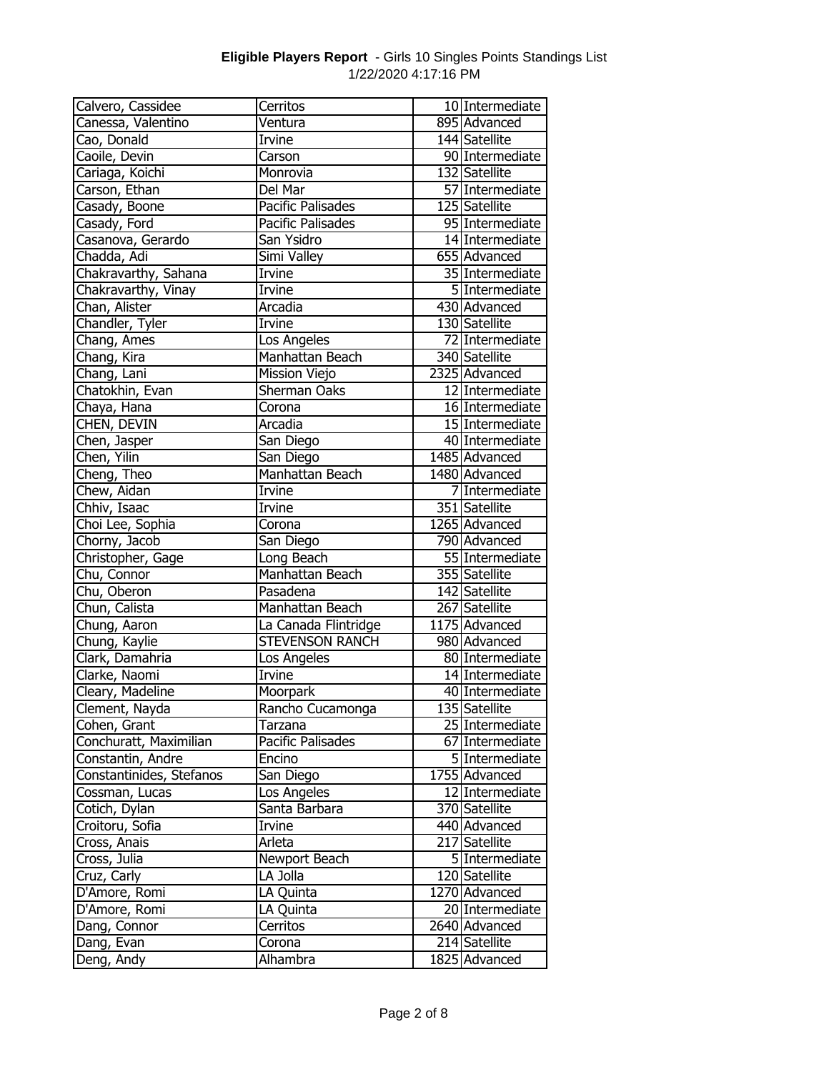**Eligible Players Report** - Girls 10 Singles Points Standings List
1/22/2020 4:17:16 PM

| | | | |
|---|---|---|---|
| Calvero, Cassidee | Cerritos | 10 | Intermediate |
| Canessa, Valentino | Ventura | 895 | Advanced |
| Cao, Donald | Irvine | 144 | Satellite |
| Caoile, Devin | Carson | 90 | Intermediate |
| Cariaga, Koichi | Monrovia | 132 | Satellite |
| Carson, Ethan | Del Mar | 57 | Intermediate |
| Casady, Boone | Pacific Palisades | 125 | Satellite |
| Casady, Ford | Pacific Palisades | 95 | Intermediate |
| Casanova, Gerardo | San Ysidro | 14 | Intermediate |
| Chadda, Adi | Simi Valley | 655 | Advanced |
| Chakravarthy, Sahana | Irvine | 35 | Intermediate |
| Chakravarthy, Vinay | Irvine | 5 | Intermediate |
| Chan, Alister | Arcadia | 430 | Advanced |
| Chandler, Tyler | Irvine | 130 | Satellite |
| Chang, Ames | Los Angeles | 72 | Intermediate |
| Chang, Kira | Manhattan Beach | 340 | Satellite |
| Chang, Lani | Mission Viejo | 2325 | Advanced |
| Chatokhin, Evan | Sherman Oaks | 12 | Intermediate |
| Chaya, Hana | Corona | 16 | Intermediate |
| CHEN, DEVIN | Arcadia | 15 | Intermediate |
| Chen, Jasper | San Diego | 40 | Intermediate |
| Chen, Yilin | San Diego | 1485 | Advanced |
| Cheng, Theo | Manhattan Beach | 1480 | Advanced |
| Chew, Aidan | Irvine | 7 | Intermediate |
| Chhiv, Isaac | Irvine | 351 | Satellite |
| Choi Lee, Sophia | Corona | 1265 | Advanced |
| Chorny, Jacob | San Diego | 790 | Advanced |
| Christopher, Gage | Long Beach | 55 | Intermediate |
| Chu, Connor | Manhattan Beach | 355 | Satellite |
| Chu, Oberon | Pasadena | 142 | Satellite |
| Chun, Calista | Manhattan Beach | 267 | Satellite |
| Chung, Aaron | La Canada Flintridge | 1175 | Advanced |
| Chung, Kaylie | STEVENSON RANCH | 980 | Advanced |
| Clark, Damahria | Los Angeles | 80 | Intermediate |
| Clarke, Naomi | Irvine | 14 | Intermediate |
| Cleary, Madeline | Moorpark | 40 | Intermediate |
| Clement, Nayda | Rancho Cucamonga | 135 | Satellite |
| Cohen, Grant | Tarzana | 25 | Intermediate |
| Conchuratt, Maximilian | Pacific Palisades | 67 | Intermediate |
| Constantin, Andre | Encino | 5 | Intermediate |
| Constantinides, Stefanos | San Diego | 1755 | Advanced |
| Cossman, Lucas | Los Angeles | 12 | Intermediate |
| Cotich, Dylan | Santa Barbara | 370 | Satellite |
| Croitoru, Sofia | Irvine | 440 | Advanced |
| Cross, Anais | Arleta | 217 | Satellite |
| Cross, Julia | Newport Beach | 5 | Intermediate |
| Cruz, Carly | LA Jolla | 120 | Satellite |
| D'Amore, Romi | LA Quinta | 1270 | Advanced |
| D'Amore, Romi | LA Quinta | 20 | Intermediate |
| Dang, Connor | Cerritos | 2640 | Advanced |
| Dang, Evan | Corona | 214 | Satellite |
| Deng, Andy | Alhambra | 1825 | Advanced |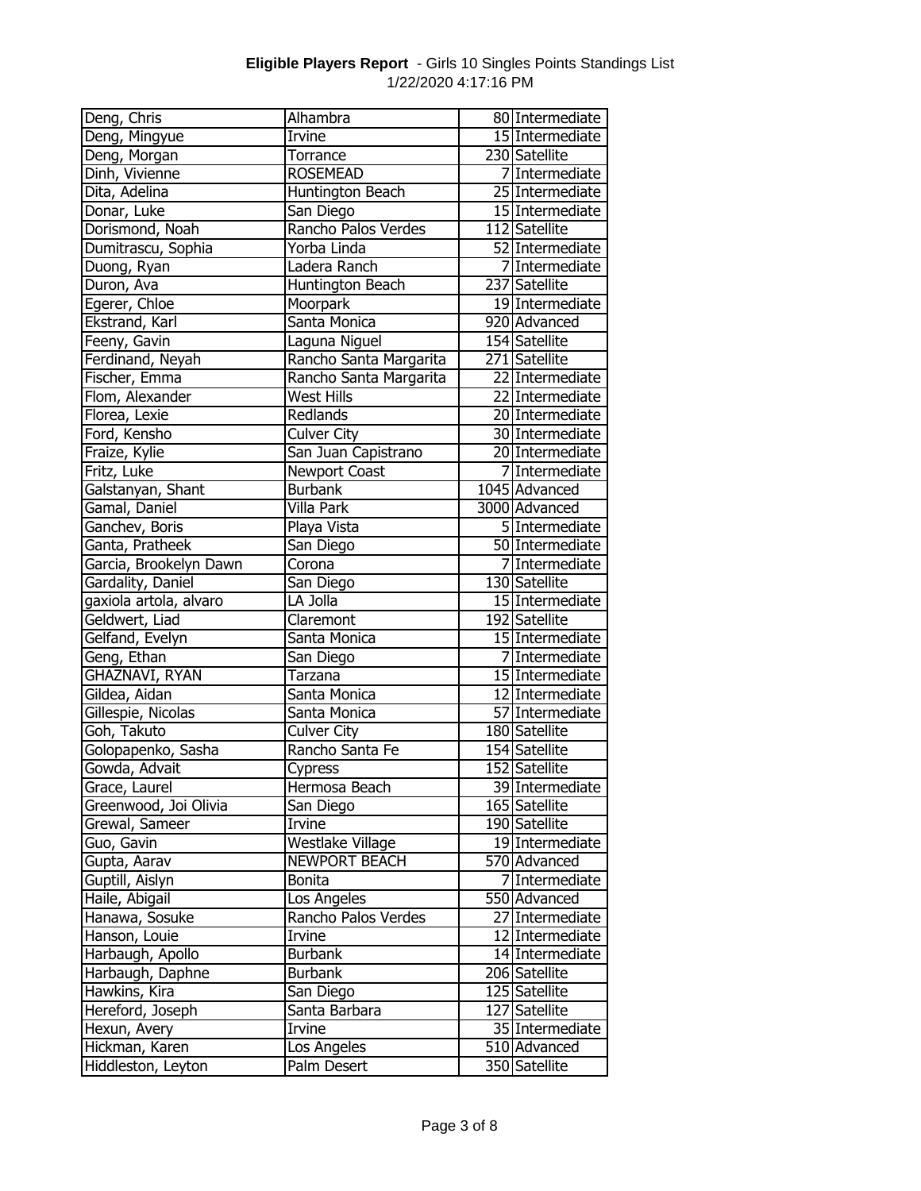**Eligible Players Report** - Girls 10 Singles Points Standings List
1/22/2020 4:17:16 PM

| | | | |
|---|---|---|---|
| Deng, Chris | Alhambra | 80 | Intermediate |
| Deng, Mingyue | Irvine | 15 | Intermediate |
| Deng, Morgan | Torrance | 230 | Satellite |
| Dinh, Vivienne | ROSEMEAD | 7 | Intermediate |
| Dita, Adelina | Huntington Beach | 25 | Intermediate |
| Donar, Luke | San Diego | 15 | Intermediate |
| Dorismond, Noah | Rancho Palos Verdes | 112 | Satellite |
| Dumitrascu, Sophia | Yorba Linda | 52 | Intermediate |
| Duong, Ryan | Ladera Ranch | 7 | Intermediate |
| Duron, Ava | Huntington Beach | 237 | Satellite |
| Egerer, Chloe | Moorpark | 19 | Intermediate |
| Ekstrand, Karl | Santa Monica | 920 | Advanced |
| Feeny, Gavin | Laguna Niguel | 154 | Satellite |
| Ferdinand, Neyah | Rancho Santa Margarita | 271 | Satellite |
| Fischer, Emma | Rancho Santa Margarita | 22 | Intermediate |
| Flom, Alexander | West Hills | 22 | Intermediate |
| Florea, Lexie | Redlands | 20 | Intermediate |
| Ford, Kensho | Culver City | 30 | Intermediate |
| Fraize, Kylie | San Juan Capistrano | 20 | Intermediate |
| Fritz, Luke | Newport Coast | 7 | Intermediate |
| Galstanyan, Shant | Burbank | 1045 | Advanced |
| Gamal, Daniel | Villa Park | 3000 | Advanced |
| Ganchev, Boris | Playa Vista | 5 | Intermediate |
| Ganta, Pratheek | San Diego | 50 | Intermediate |
| Garcia, Brookelyn Dawn | Corona | 7 | Intermediate |
| Gardality, Daniel | San Diego | 130 | Satellite |
| gaxiola artola, alvaro | LA Jolla | 15 | Intermediate |
| Geldwert, Liad | Claremont | 192 | Satellite |
| Gelfand, Evelyn | Santa Monica | 15 | Intermediate |
| Geng, Ethan | San Diego | 7 | Intermediate |
| GHAZNAVI, RYAN | Tarzana | 15 | Intermediate |
| Gildea, Aidan | Santa Monica | 12 | Intermediate |
| Gillespie, Nicolas | Santa Monica | 57 | Intermediate |
| Goh, Takuto | Culver City | 180 | Satellite |
| Golopapenko, Sasha | Rancho Santa Fe | 154 | Satellite |
| Gowda, Advait | Cypress | 152 | Satellite |
| Grace, Laurel | Hermosa Beach | 39 | Intermediate |
| Greenwood, Joi Olivia | San Diego | 165 | Satellite |
| Grewal, Sameer | Irvine | 190 | Satellite |
| Guo, Gavin | Westlake Village | 19 | Intermediate |
| Gupta, Aarav | NEWPORT BEACH | 570 | Advanced |
| Guptill, Aislyn | Bonita | 7 | Intermediate |
| Haile, Abigail | Los Angeles | 550 | Advanced |
| Hanawa, Sosuke | Rancho Palos Verdes | 27 | Intermediate |
| Hanson, Louie | Irvine | 12 | Intermediate |
| Harbaugh, Apollo | Burbank | 14 | Intermediate |
| Harbaugh, Daphne | Burbank | 206 | Satellite |
| Hawkins, Kira | San Diego | 125 | Satellite |
| Hereford, Joseph | Santa Barbara | 127 | Satellite |
| Hexun, Avery | Irvine | 35 | Intermediate |
| Hickman, Karen | Los Angeles | 510 | Advanced |
| Hiddleston, Leyton | Palm Desert | 350 | Satellite |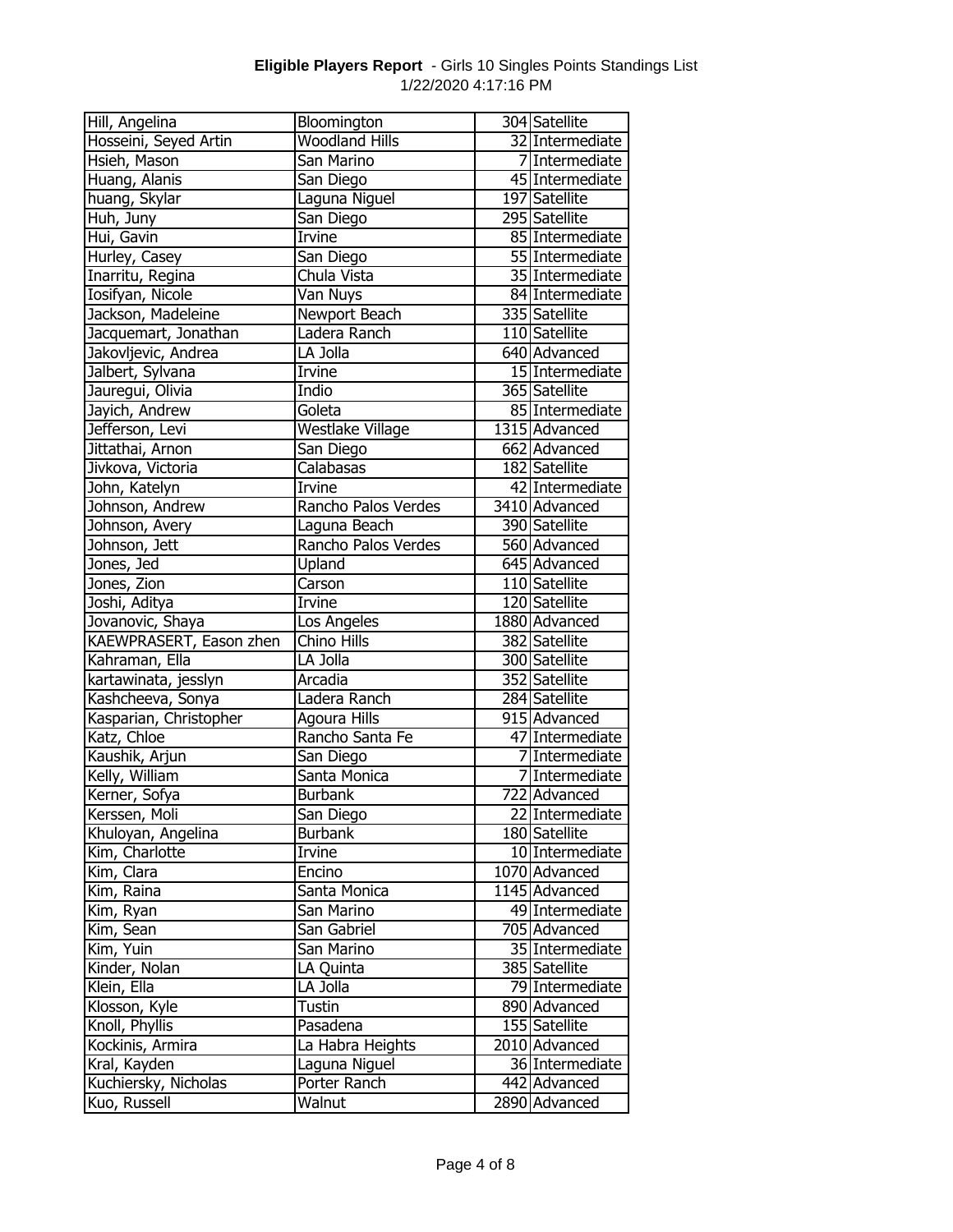**Eligible Players Report** - Girls 10 Singles Points Standings List
1/22/2020 4:17:16 PM

| | | | |
|---|---|---|---|
| Hill, Angelina | Bloomington | 304 | Satellite |
| Hosseini, Seyed Artin | Woodland Hills | 32 | Intermediate |
| Hsieh, Mason | San Marino | 7 | Intermediate |
| Huang, Alanis | San Diego | 45 | Intermediate |
| huang, Skylar | Laguna Niguel | 197 | Satellite |
| Huh, Juny | San Diego | 295 | Satellite |
| Hui, Gavin | Irvine | 85 | Intermediate |
| Hurley, Casey | San Diego | 55 | Intermediate |
| Inarritu, Regina | Chula Vista | 35 | Intermediate |
| Iosifyan, Nicole | Van Nuys | 84 | Intermediate |
| Jackson, Madeleine | Newport Beach | 335 | Satellite |
| Jacquemart, Jonathan | Ladera Ranch | 110 | Satellite |
| Jakovljevic, Andrea | LA Jolla | 640 | Advanced |
| Jalbert, Sylvana | Irvine | 15 | Intermediate |
| Jauregui, Olivia | Indio | 365 | Satellite |
| Jayich, Andrew | Goleta | 85 | Intermediate |
| Jefferson, Levi | Westlake Village | 1315 | Advanced |
| Jittathai, Arnon | San Diego | 662 | Advanced |
| Jivkova, Victoria | Calabasas | 182 | Satellite |
| John, Katelyn | Irvine | 42 | Intermediate |
| Johnson, Andrew | Rancho Palos Verdes | 3410 | Advanced |
| Johnson, Avery | Laguna Beach | 390 | Satellite |
| Johnson, Jett | Rancho Palos Verdes | 560 | Advanced |
| Jones, Jed | Upland | 645 | Advanced |
| Jones, Zion | Carson | 110 | Satellite |
| Joshi, Aditya | Irvine | 120 | Satellite |
| Jovanovic, Shaya | Los Angeles | 1880 | Advanced |
| KAEWPRASERT, Eason zhen | Chino Hills | 382 | Satellite |
| Kahraman, Ella | LA Jolla | 300 | Satellite |
| kartawinata, jesslyn | Arcadia | 352 | Satellite |
| Kashcheeva, Sonya | Ladera Ranch | 284 | Satellite |
| Kasparian, Christopher | Agoura Hills | 915 | Advanced |
| Katz, Chloe | Rancho Santa Fe | 47 | Intermediate |
| Kaushik, Arjun | San Diego | 7 | Intermediate |
| Kelly, William | Santa Monica | 7 | Intermediate |
| Kerner, Sofya | Burbank | 722 | Advanced |
| Kerssen, Moli | San Diego | 22 | Intermediate |
| Khuloyan, Angelina | Burbank | 180 | Satellite |
| Kim, Charlotte | Irvine | 10 | Intermediate |
| Kim, Clara | Encino | 1070 | Advanced |
| Kim, Raina | Santa Monica | 1145 | Advanced |
| Kim, Ryan | San Marino | 49 | Intermediate |
| Kim, Sean | San Gabriel | 705 | Advanced |
| Kim, Yuin | San Marino | 35 | Intermediate |
| Kinder, Nolan | LA Quinta | 385 | Satellite |
| Klein, Ella | LA Jolla | 79 | Intermediate |
| Klosson, Kyle | Tustin | 890 | Advanced |
| Knoll, Phyllis | Pasadena | 155 | Satellite |
| Kockinis, Armira | La Habra Heights | 2010 | Advanced |
| Kral, Kayden | Laguna Niguel | 36 | Intermediate |
| Kuchiersky, Nicholas | Porter Ranch | 442 | Advanced |
| Kuo, Russell | Walnut | 2890 | Advanced |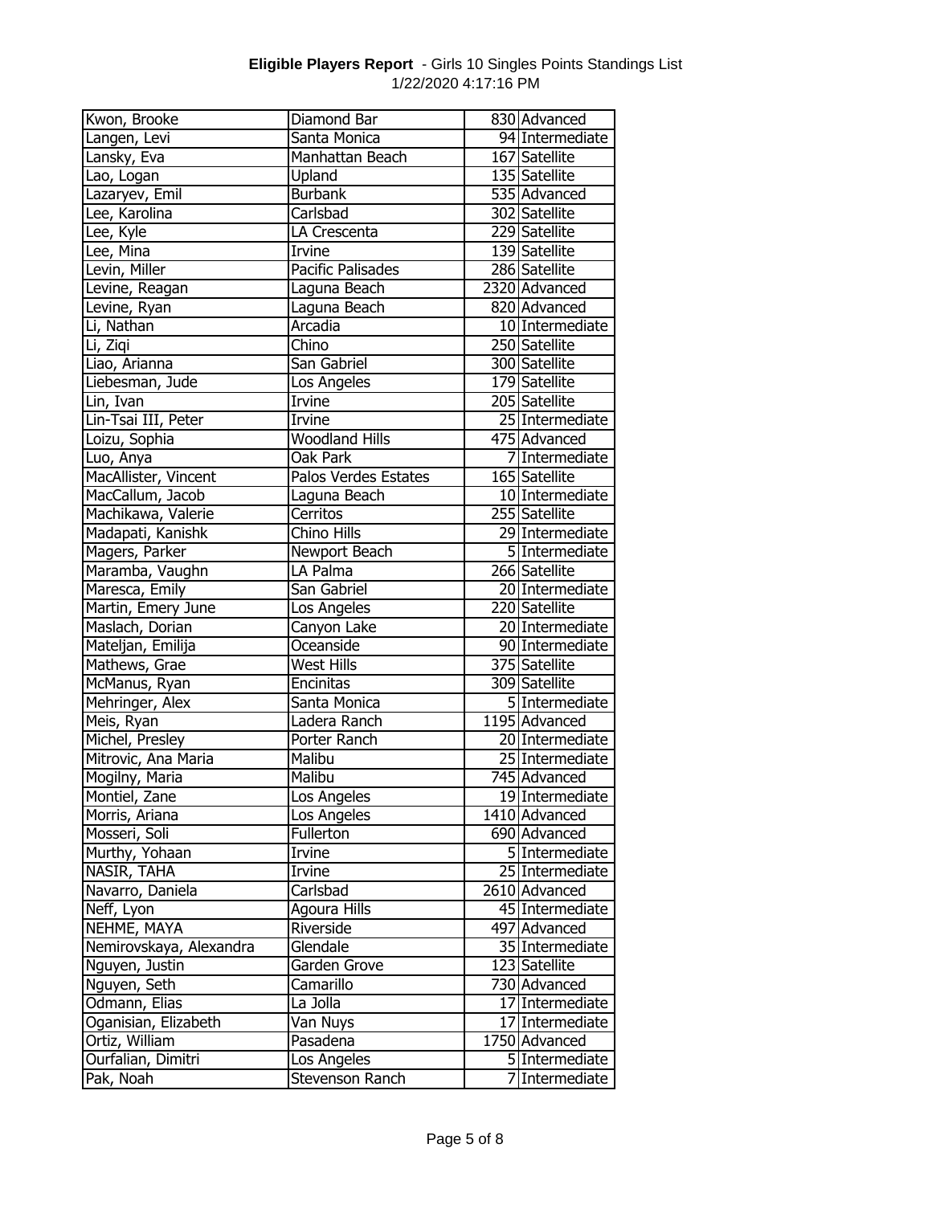**Eligible Players Report** - Girls 10 Singles Points Standings List
1/22/2020 4:17:16 PM

| Name | City | Points | Level |
|---|---|---|---|
| Kwon, Brooke | Diamond Bar | 830 | Advanced |
| Langen, Levi | Santa Monica | 94 | Intermediate |
| Lansky, Eva | Manhattan Beach | 167 | Satellite |
| Lao, Logan | Upland | 135 | Satellite |
| Lazaryev, Emil | Burbank | 535 | Advanced |
| Lee, Karolina | Carlsbad | 302 | Satellite |
| Lee, Kyle | LA Crescenta | 229 | Satellite |
| Lee, Mina | Irvine | 139 | Satellite |
| Levin, Miller | Pacific Palisades | 286 | Satellite |
| Levine, Reagan | Laguna Beach | 2320 | Advanced |
| Levine, Ryan | Laguna Beach | 820 | Advanced |
| Li, Nathan | Arcadia | 10 | Intermediate |
| Li, Ziqi | Chino | 250 | Satellite |
| Liao, Arianna | San Gabriel | 300 | Satellite |
| Liebesman, Jude | Los Angeles | 179 | Satellite |
| Lin, Ivan | Irvine | 205 | Satellite |
| Lin-Tsai III, Peter | Irvine | 25 | Intermediate |
| Loizu, Sophia | Woodland Hills | 475 | Advanced |
| Luo, Anya | Oak Park | 7 | Intermediate |
| MacAllister, Vincent | Palos Verdes Estates | 165 | Satellite |
| MacCallum, Jacob | Laguna Beach | 10 | Intermediate |
| Machikawa, Valerie | Cerritos | 255 | Satellite |
| Madapati, Kanishk | Chino Hills | 29 | Intermediate |
| Magers, Parker | Newport Beach | 5 | Intermediate |
| Maramba, Vaughn | LA Palma | 266 | Satellite |
| Maresca, Emily | San Gabriel | 20 | Intermediate |
| Martin, Emery June | Los Angeles | 220 | Satellite |
| Maslach, Dorian | Canyon Lake | 20 | Intermediate |
| Mateljan, Emilija | Oceanside | 90 | Intermediate |
| Mathews, Grae | West Hills | 375 | Satellite |
| McManus, Ryan | Encinitas | 309 | Satellite |
| Mehringer, Alex | Santa Monica | 5 | Intermediate |
| Meis, Ryan | Ladera Ranch | 1195 | Advanced |
| Michel, Presley | Porter Ranch | 20 | Intermediate |
| Mitrovic, Ana Maria | Malibu | 25 | Intermediate |
| Mogilny, Maria | Malibu | 745 | Advanced |
| Montiel, Zane | Los Angeles | 19 | Intermediate |
| Morris, Ariana | Los Angeles | 1410 | Advanced |
| Mosseri, Soli | Fullerton | 690 | Advanced |
| Murthy, Yohaan | Irvine | 5 | Intermediate |
| NASIR, TAHA | Irvine | 25 | Intermediate |
| Navarro, Daniela | Carlsbad | 2610 | Advanced |
| Neff, Lyon | Agoura Hills | 45 | Intermediate |
| NEHME, MAYA | Riverside | 497 | Advanced |
| Nemirovskaya, Alexandra | Glendale | 35 | Intermediate |
| Nguyen, Justin | Garden Grove | 123 | Satellite |
| Nguyen, Seth | Camarillo | 730 | Advanced |
| Odmann, Elias | La Jolla | 17 | Intermediate |
| Oganisian, Elizabeth | Van Nuys | 17 | Intermediate |
| Ortiz, William | Pasadena | 1750 | Advanced |
| Ourfalian, Dimitri | Los Angeles | 5 | Intermediate |
| Pak, Noah | Stevenson Ranch | 7 | Intermediate |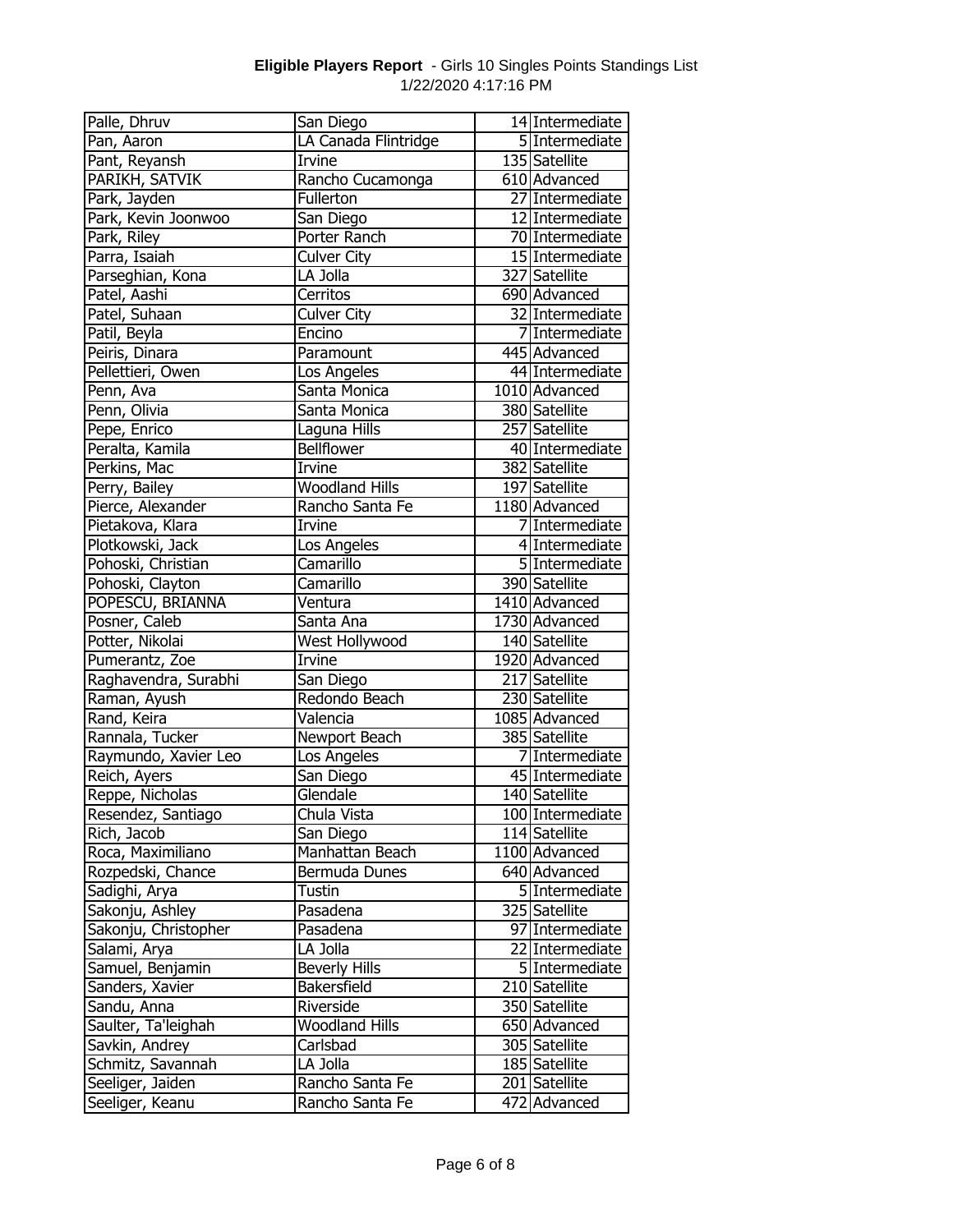**Eligible Players Report** - Girls 10 Singles Points Standings List
1/22/2020 4:17:16 PM

| | | | |
|---|---|---|---|
| Palle, Dhruv | San Diego | 14 | Intermediate |
| Pan, Aaron | LA Canada Flintridge | 5 | Intermediate |
| Pant, Reyansh | Irvine | 135 | Satellite |
| PARIKH, SATVIK | Rancho Cucamonga | 610 | Advanced |
| Park, Jayden | Fullerton | 27 | Intermediate |
| Park, Kevin Joonwoo | San Diego | 12 | Intermediate |
| Park, Riley | Porter Ranch | 70 | Intermediate |
| Parra, Isaiah | Culver City | 15 | Intermediate |
| Parseghian, Kona | LA Jolla | 327 | Satellite |
| Patel, Aashi | Cerritos | 690 | Advanced |
| Patel, Suhaan | Culver City | 32 | Intermediate |
| Patil, Beyla | Encino | 7 | Intermediate |
| Peiris, Dinara | Paramount | 445 | Advanced |
| Pellettieri, Owen | Los Angeles | 44 | Intermediate |
| Penn, Ava | Santa Monica | 1010 | Advanced |
| Penn, Olivia | Santa Monica | 380 | Satellite |
| Pepe, Enrico | Laguna Hills | 257 | Satellite |
| Peralta, Kamila | Bellflower | 40 | Intermediate |
| Perkins, Mac | Irvine | 382 | Satellite |
| Perry, Bailey | Woodland Hills | 197 | Satellite |
| Pierce, Alexander | Rancho Santa Fe | 1180 | Advanced |
| Pietakova, Klara | Irvine | 7 | Intermediate |
| Plotkowski, Jack | Los Angeles | 4 | Intermediate |
| Pohoski, Christian | Camarillo | 5 | Intermediate |
| Pohoski, Clayton | Camarillo | 390 | Satellite |
| POPESCU, BRIANNA | Ventura | 1410 | Advanced |
| Posner, Caleb | Santa Ana | 1730 | Advanced |
| Potter, Nikolai | West Hollywood | 140 | Satellite |
| Pumerantz, Zoe | Irvine | 1920 | Advanced |
| Raghavendra, Surabhi | San Diego | 217 | Satellite |
| Raman, Ayush | Redondo Beach | 230 | Satellite |
| Rand, Keira | Valencia | 1085 | Advanced |
| Rannala, Tucker | Newport Beach | 385 | Satellite |
| Raymundo, Xavier Leo | Los Angeles | 7 | Intermediate |
| Reich, Ayers | San Diego | 45 | Intermediate |
| Reppe, Nicholas | Glendale | 140 | Satellite |
| Resendez, Santiago | Chula Vista | 100 | Intermediate |
| Rich, Jacob | San Diego | 114 | Satellite |
| Roca, Maximiliano | Manhattan Beach | 1100 | Advanced |
| Rozpedski, Chance | Bermuda Dunes | 640 | Advanced |
| Sadighi, Arya | Tustin | 5 | Intermediate |
| Sakonju, Ashley | Pasadena | 325 | Satellite |
| Sakonju, Christopher | Pasadena | 97 | Intermediate |
| Salami, Arya | LA Jolla | 22 | Intermediate |
| Samuel, Benjamin | Beverly Hills | 5 | Intermediate |
| Sanders, Xavier | Bakersfield | 210 | Satellite |
| Sandu, Anna | Riverside | 350 | Satellite |
| Saulter, Ta'leighah | Woodland Hills | 650 | Advanced |
| Savkin, Andrey | Carlsbad | 305 | Satellite |
| Schmitz, Savannah | LA Jolla | 185 | Satellite |
| Seeliger, Jaiden | Rancho Santa Fe | 201 | Satellite |
| Seeliger, Keanu | Rancho Santa Fe | 472 | Advanced |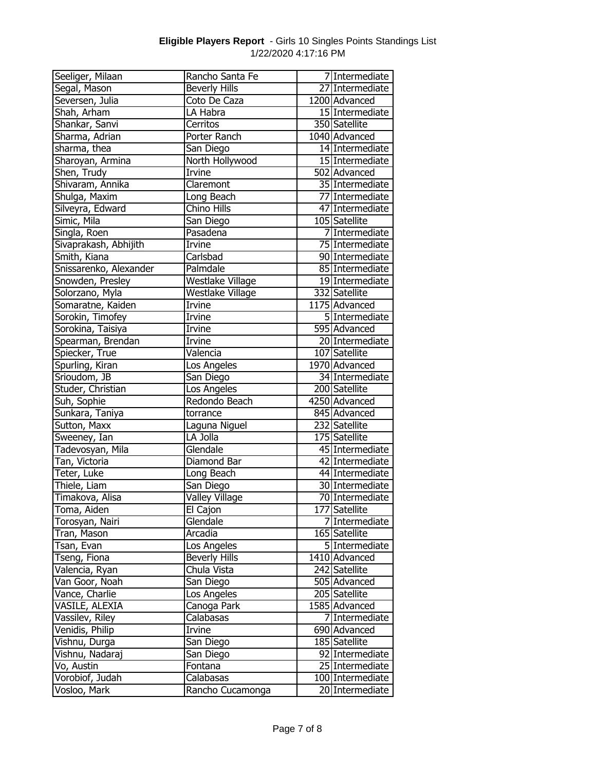**Eligible Players Report** - Girls 10 Singles Points Standings List
1/22/2020 4:17:16 PM

| | | | |
|---|---|---|---|
| Seeliger, Milaan | Rancho Santa Fe | 7 | Intermediate |
| Segal, Mason | Beverly Hills | 27 | Intermediate |
| Seversen, Julia | Coto De Caza | 1200 | Advanced |
| Shah, Arham | LA Habra | 15 | Intermediate |
| Shankar, Sanvi | Cerritos | 350 | Satellite |
| Sharma, Adrian | Porter Ranch | 1040 | Advanced |
| sharma, thea | San Diego | 14 | Intermediate |
| Sharoyan, Armina | North Hollywood | 15 | Intermediate |
| Shen, Trudy | Irvine | 502 | Advanced |
| Shivaram, Annika | Claremont | 35 | Intermediate |
| Shulga, Maxim | Long Beach | 77 | Intermediate |
| Silveyra, Edward | Chino Hills | 47 | Intermediate |
| Simic, Mila | San Diego | 105 | Satellite |
| Singla, Roen | Pasadena | 7 | Intermediate |
| Sivaprakash, Abhijith | Irvine | 75 | Intermediate |
| Smith, Kiana | Carlsbad | 90 | Intermediate |
| Snissarenko, Alexander | Palmdale | 85 | Intermediate |
| Snowden, Presley | Westlake Village | 19 | Intermediate |
| Solorzano, Myla | Westlake Village | 332 | Satellite |
| Somaratne, Kaiden | Irvine | 1175 | Advanced |
| Sorokin, Timofey | Irvine | 5 | Intermediate |
| Sorokina, Taisiya | Irvine | 595 | Advanced |
| Spearman, Brendan | Irvine | 20 | Intermediate |
| Spiecker, True | Valencia | 107 | Satellite |
| Spurling, Kiran | Los Angeles | 1970 | Advanced |
| Srioudom, JB | San Diego | 34 | Intermediate |
| Studer, Christian | Los Angeles | 200 | Satellite |
| Suh, Sophie | Redondo Beach | 4250 | Advanced |
| Sunkara, Taniya | torrance | 845 | Advanced |
| Sutton, Maxx | Laguna Niguel | 232 | Satellite |
| Sweeney, Ian | LA Jolla | 175 | Satellite |
| Tadevosyan, Mila | Glendale | 45 | Intermediate |
| Tan, Victoria | Diamond Bar | 42 | Intermediate |
| Teter, Luke | Long Beach | 44 | Intermediate |
| Thiele, Liam | San Diego | 30 | Intermediate |
| Timakova, Alisa | Valley Village | 70 | Intermediate |
| Toma, Aiden | El Cajon | 177 | Satellite |
| Torosyan, Nairi | Glendale | 7 | Intermediate |
| Tran, Mason | Arcadia | 165 | Satellite |
| Tsan, Evan | Los Angeles | 5 | Intermediate |
| Tseng, Fiona | Beverly Hills | 1410 | Advanced |
| Valencia, Ryan | Chula Vista | 242 | Satellite |
| Van Goor, Noah | San Diego | 505 | Advanced |
| Vance, Charlie | Los Angeles | 205 | Satellite |
| VASILE, ALEXIA | Canoga Park | 1585 | Advanced |
| Vassilev, Riley | Calabasas | 7 | Intermediate |
| Venidis, Philip | Irvine | 690 | Advanced |
| Vishnu, Durga | San Diego | 185 | Satellite |
| Vishnu, Nadaraj | San Diego | 92 | Intermediate |
| Vo, Austin | Fontana | 25 | Intermediate |
| Vorobiof, Judah | Calabasas | 100 | Intermediate |
| Vosloo, Mark | Rancho Cucamonga | 20 | Intermediate |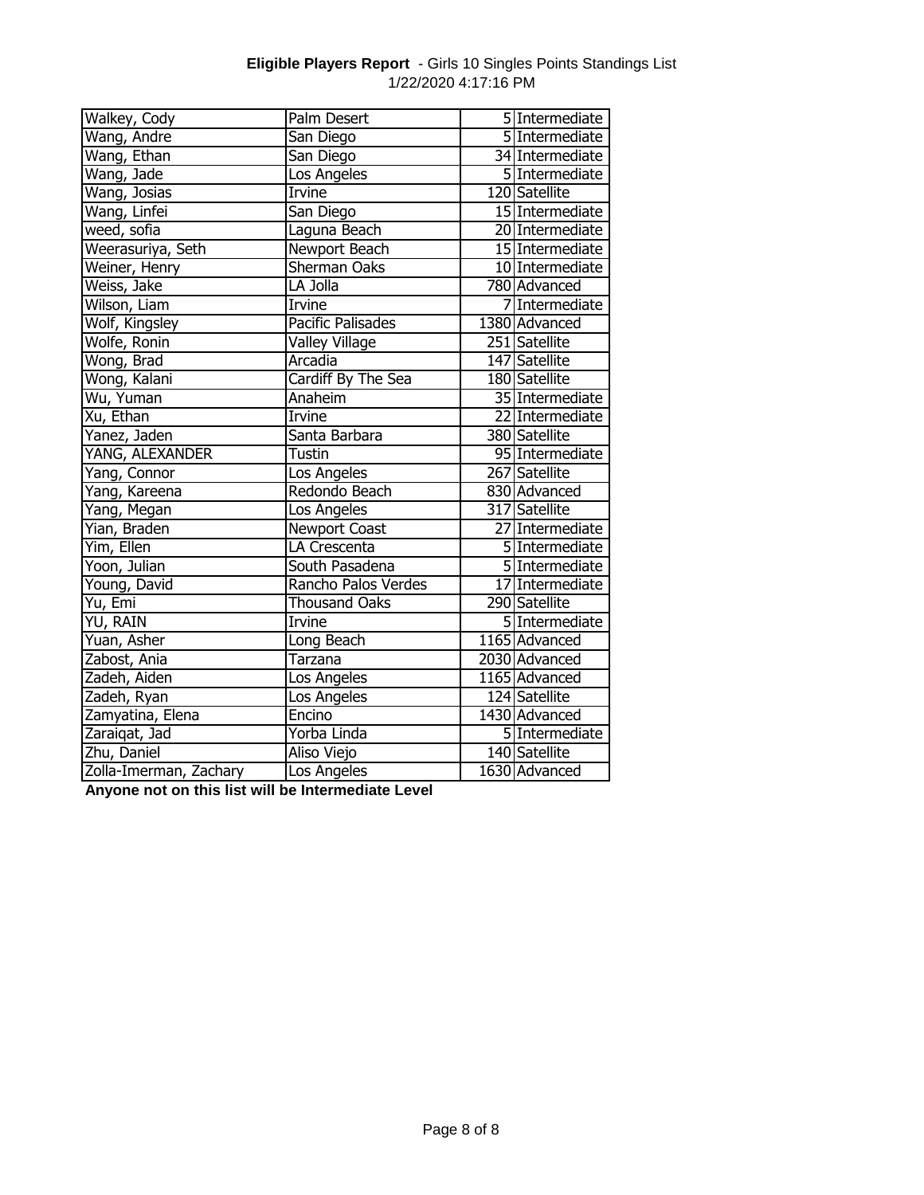**Eligible Players Report** - Girls 10 Singles Points Standings List
1/22/2020 4:17:16 PM

| | | | |
|---|---|---|---|
| Walkey, Cody | Palm Desert | 5 | Intermediate |
| Wang, Andre | San Diego | 5 | Intermediate |
| Wang, Ethan | San Diego | 34 | Intermediate |
| Wang, Jade | Los Angeles | 5 | Intermediate |
| Wang, Josias | Irvine | 120 | Satellite |
| Wang, Linfei | San Diego | 15 | Intermediate |
| weed, sofia | Laguna Beach | 20 | Intermediate |
| Weerasuriya, Seth | Newport Beach | 15 | Intermediate |
| Weiner, Henry | Sherman Oaks | 10 | Intermediate |
| Weiss, Jake | LA Jolla | 780 | Advanced |
| Wilson, Liam | Irvine | 7 | Intermediate |
| Wolf, Kingsley | Pacific Palisades | 1380 | Advanced |
| Wolfe, Ronin | Valley Village | 251 | Satellite |
| Wong, Brad | Arcadia | 147 | Satellite |
| Wong, Kalani | Cardiff By The Sea | 180 | Satellite |
| Wu, Yuman | Anaheim | 35 | Intermediate |
| Xu, Ethan | Irvine | 22 | Intermediate |
| Yanez, Jaden | Santa Barbara | 380 | Satellite |
| YANG, ALEXANDER | Tustin | 95 | Intermediate |
| Yang, Connor | Los Angeles | 267 | Satellite |
| Yang, Kareena | Redondo Beach | 830 | Advanced |
| Yang, Megan | Los Angeles | 317 | Satellite |
| Yian, Braden | Newport Coast | 27 | Intermediate |
| Yim, Ellen | LA Crescenta | 5 | Intermediate |
| Yoon, Julian | South Pasadena | 5 | Intermediate |
| Young, David | Rancho Palos Verdes | 17 | Intermediate |
| Yu, Emi | Thousand Oaks | 290 | Satellite |
| YU, RAIN | Irvine | 5 | Intermediate |
| Yuan, Asher | Long Beach | 1165 | Advanced |
| Zabost, Ania | Tarzana | 2030 | Advanced |
| Zadeh, Aiden | Los Angeles | 1165 | Advanced |
| Zadeh, Ryan | Los Angeles | 124 | Satellite |
| Zamyatina, Elena | Encino | 1430 | Advanced |
| Zaraiqat, Jad | Yorba Linda | 5 | Intermediate |
| Zhu, Daniel | Aliso Viejo | 140 | Satellite |
| Zolla-Imerman, Zachary | Los Angeles | 1630 | Advanced |

**Anyone not on this list will be Intermediate Level**